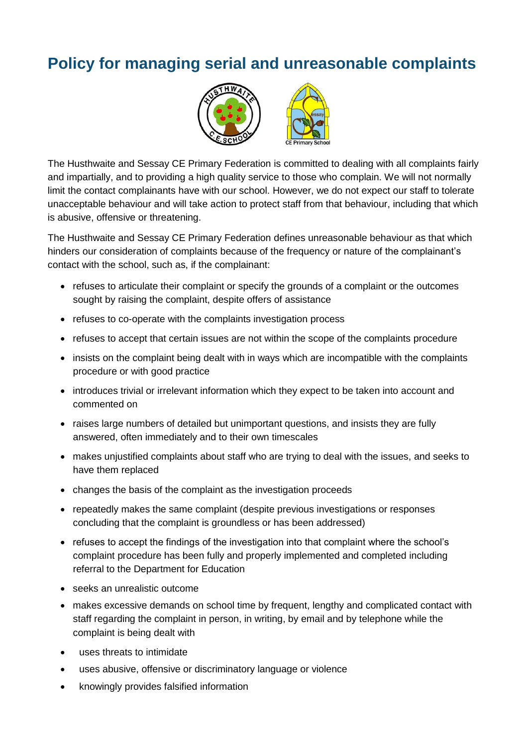# Policy for managing serial and unreasonable complaints

The Husthwaite and Sessay CE Primary Federation is committed to dealing with all complaints fairly and impartially, and to providing a high quality service to those who complain. We will not normally limit the contact complainants have with our school. However, we do not expect our staff to tolerate unacceptable behaviour and will take action to protect staff from that behaviour, including that which is abusive, offensive or threatening.

The Husthwaite and Sessay CE Primary Federation defines unreasonable behaviour as that which hinders our consideration of complaints because of the frequency or nature of the complainant's contact with the school, such as, if the complainant:

- refuses to articulate their complaint or specify the grounds of a complaint or the outcomes sought by raising the complaint, despite offers of assistance
- refuses to co-operate with the complaints investigation process
- refuses to accept that certain issues are not within the scope of the complaints procedure
- insists on the complaint being dealt with in ways which are incompatible with the complaints procedure or with good practice
- introduces trivial or irrelevant information which they expect to be taken into account and commented on
- raises large numbers of detailed but unimportant questions, and insists they are fully answered, often immediately and to their own timescales
- makes unjustified complaints about staff who are trying to deal with the issues, and seeks to have them replaced
- changes the basis of the complaint as the investigation proceeds
- repeatedly makes the same complaint (despite previous investigations or responses concluding that the complaint is groundless or has been addressed)
- refuses to accept the findings of the investigation into that complaint where the school's complaint procedure has been fully and properly implemented and completed including referral to the Department for Education
- seeks an unrealistic outcome
- makes excessive demands on school time by frequent, lengthy and complicated contact with staff regarding the complaint in person, in writing, by email and by telephone while the complaint is being dealt with
- uses threats to intimidate
- uses abusive, offensive or discriminatory language or violence
- knowingly provides falsified information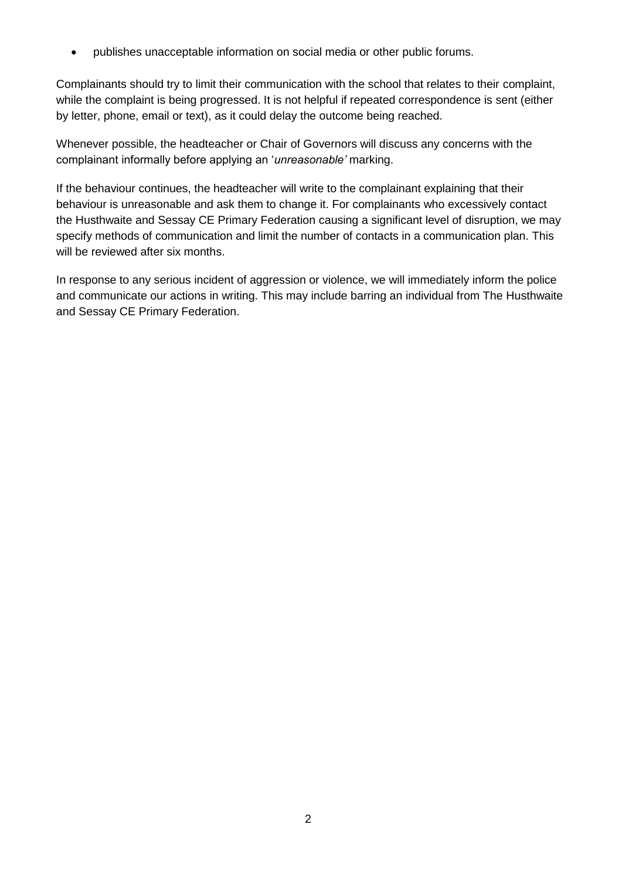- publishes unacceptable information on social media or other public forums.

Complainants should try to limit their communication with the school that relates to their complaint, while the complaint is being progressed. It is not helpful if repeated correspondence is sent (either by letter, phone, email or text), as it could delay the outcome being reached.

Whenever possible, the headteacher or Chair of Governors will discuss any concerns with the complainant informally before applying an '*unreasonable'* marking.

If the behaviour continues, the headteacher will write to the complainant explaining that their behaviour is unreasonable and ask them to change it. For complainants who excessively contact the Husthwaite and Sessay CE Primary Federation causing a significant level of disruption, we may specify methods of communication and limit the number of contacts in a communication plan. This will be reviewed after six months.

In response to any serious incident of aggression or violence, we will immediately inform the police and communicate our actions in writing. This may include barring an individual from The Husthwaite and Sessay CE Primary Federation.